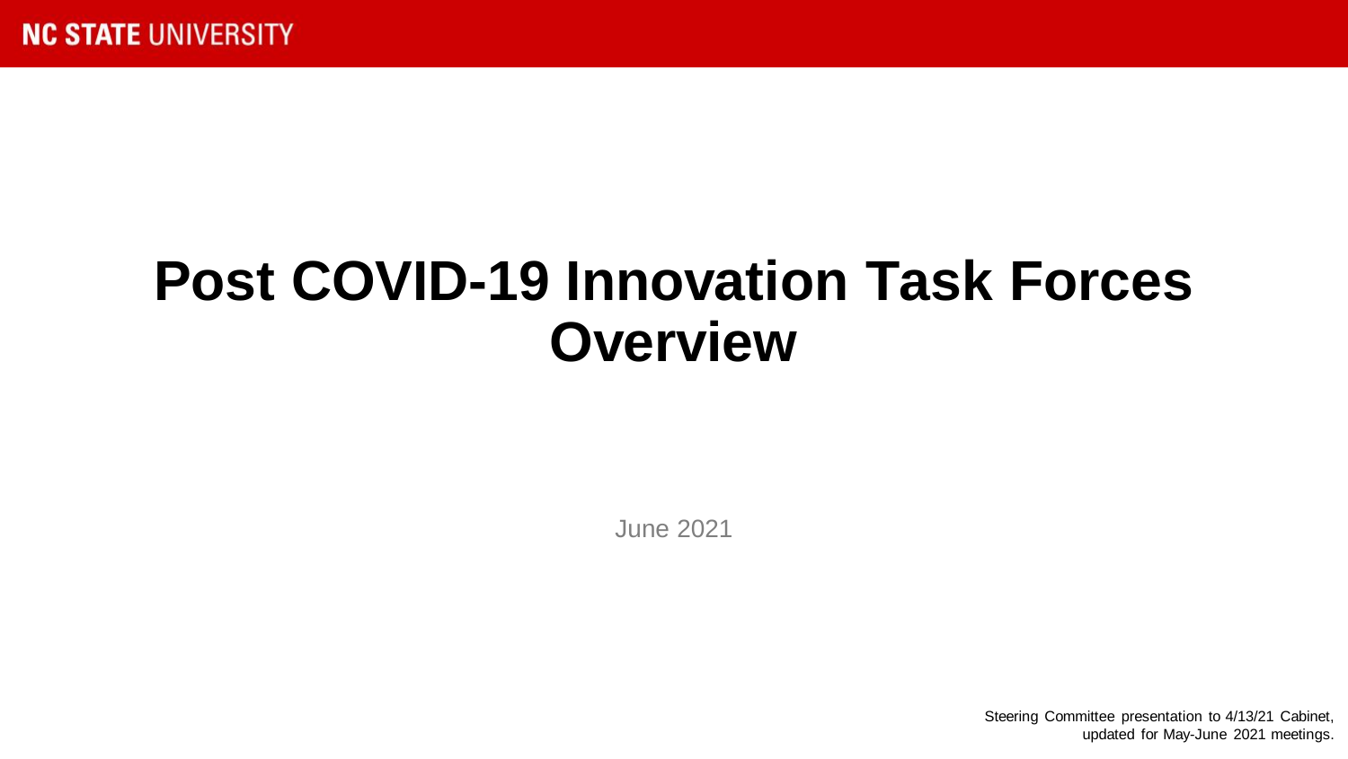# Post COVID-19 Innovation Task Forces Overview

June 2021

Steering Committee presentation to 4/13/21 Cabinet, updated for May-June 2021 meetings.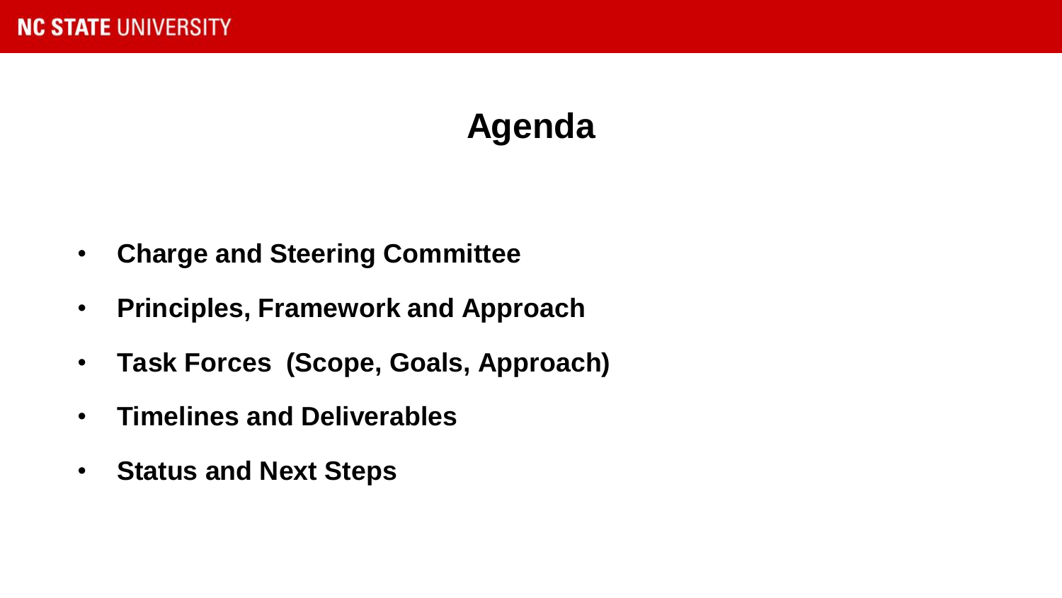# Agenda

- **Charge and Steering Committee**
- **Principles, Framework and Approach**
- **Task Forces (Scope, Goals, Approach)**
- **Timelines and Deliverables**
- **Status and Next Steps**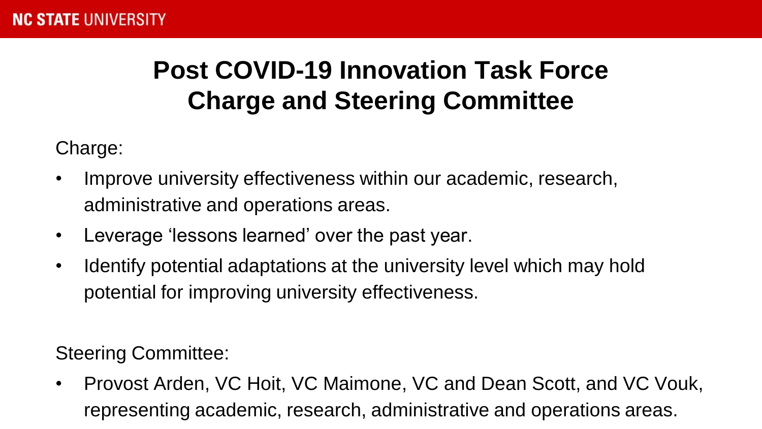# Post COVID-19 Innovation Task Force Charge and Steering Committee

Charge:

- Improve university effectiveness within our academic, research, administrative and operations areas.
- Leverage 'lessons learned' over the past year.
- Identify potential adaptations at the university level which may hold potential for improving university effectiveness.

Steering Committee:

- Provost Arden, VC Hoit, VC Maimone, VC and Dean Scott, and VC Vouk, representing academic, research, administrative and operations areas.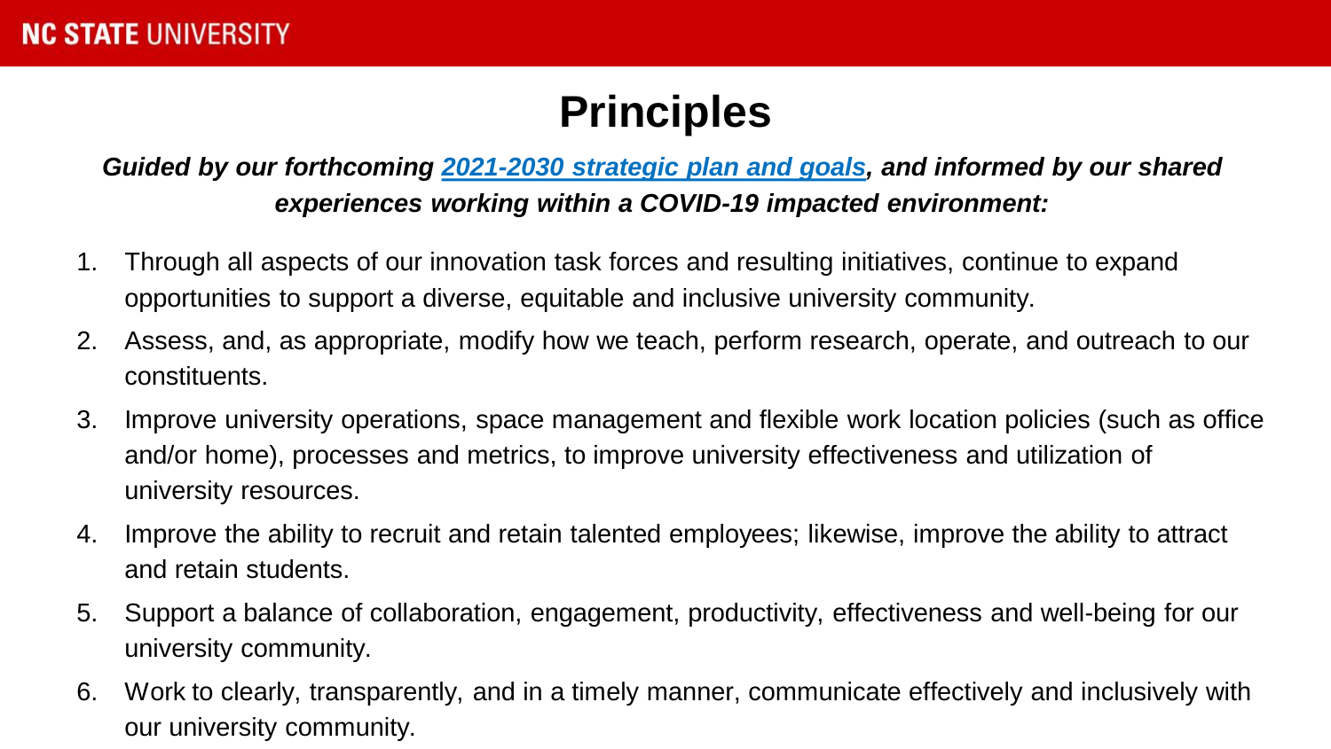# Principles

***Guided by our forthcoming 2021-2030 strategic plan and goals, and informed by our shared experiences working within a COVID-19 impacted environment:***

1. Through all aspects of our innovation task forces and resulting initiatives, continue to expand opportunities to support a diverse, equitable and inclusive university community.
2. Assess, and, as appropriate, modify how we teach, perform research, operate, and outreach to our constituents.
3. Improve university operations, space management and flexible work location policies (such as office and/or home), processes and metrics, to improve university effectiveness and utilization of university resources.
4. Improve the ability to recruit and retain talented employees; likewise, improve the ability to attract and retain students.
5. Support a balance of collaboration, engagement, productivity, effectiveness and well-being for our university community.
6. Work to clearly, transparently, and in a timely manner, communicate effectively and inclusively with our university community.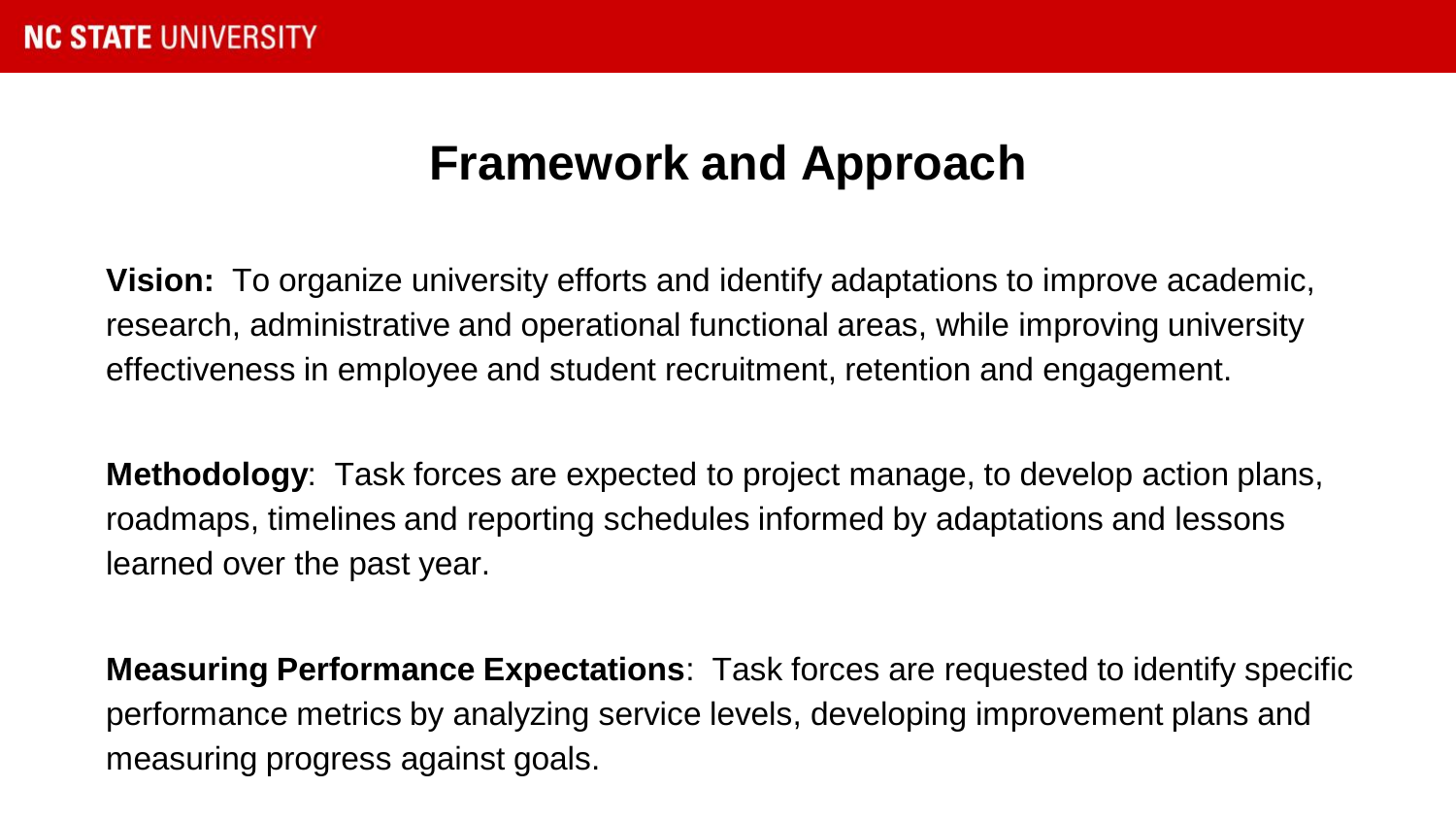# Framework and Approach

**Vision:** To organize university efforts and identify adaptations to improve academic, research, administrative and operational functional areas, while improving university effectiveness in employee and student recruitment, retention and engagement.

**Methodology**: Task forces are expected to project manage, to develop action plans, roadmaps, timelines and reporting schedules informed by adaptations and lessons learned over the past year.

**Measuring Performance Expectations**: Task forces are requested to identify specific performance metrics by analyzing service levels, developing improvement plans and measuring progress against goals.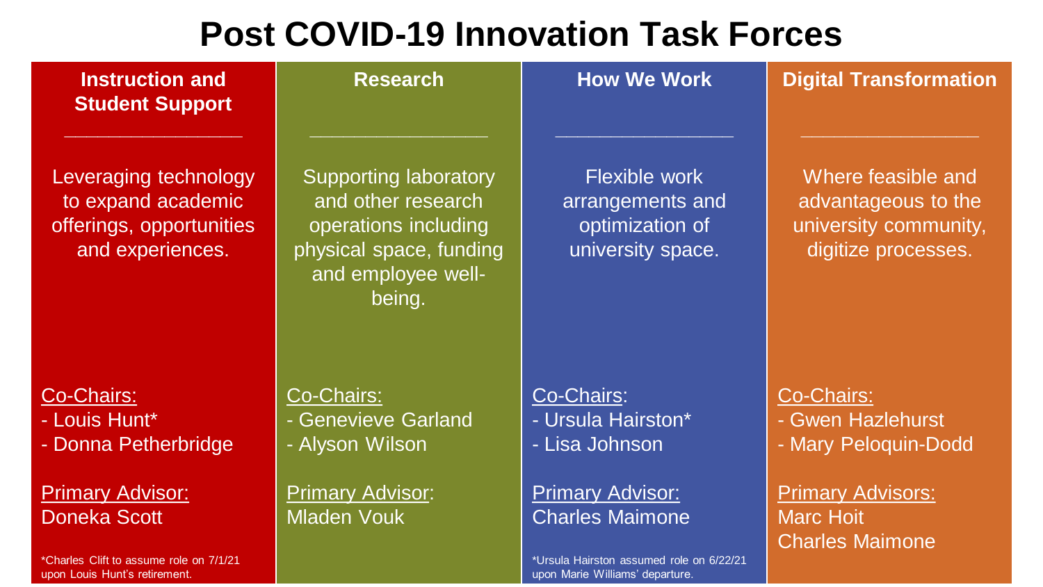# Post COVID-19 Innovation Task Forces

## Instruction and Student Support

Leveraging technology to expand academic offerings, opportunities and experiences.

Co-Chairs:
- Louis Hunt*
- Donna Petherbridge

Primary Advisor:
Doneka Scott

*Charles Clift to assume role on 7/1/21 upon Louis Hunt's retirement.

## Research

Supporting laboratory and other research operations including physical space, funding and employee well-being.

Co-Chairs:
- Genevieve Garland
- Alyson Wilson

Primary Advisor:
Mladen Vouk

## How We Work

Flexible work arrangements and optimization of university space.

Co-Chairs:
- Ursula Hairston*
- Lisa Johnson

Primary Advisor:
Charles Maimone

*Ursula Hairston assumed role on 6/22/21 upon Marie Williams' departure.

## Digital Transformation

Where feasible and advantageous to the university community, digitize processes.

Co-Chairs:
- Gwen Hazlehurst
- Mary Peloquin-Dodd

Primary Advisors:
Marc Hoit
Charles Maimone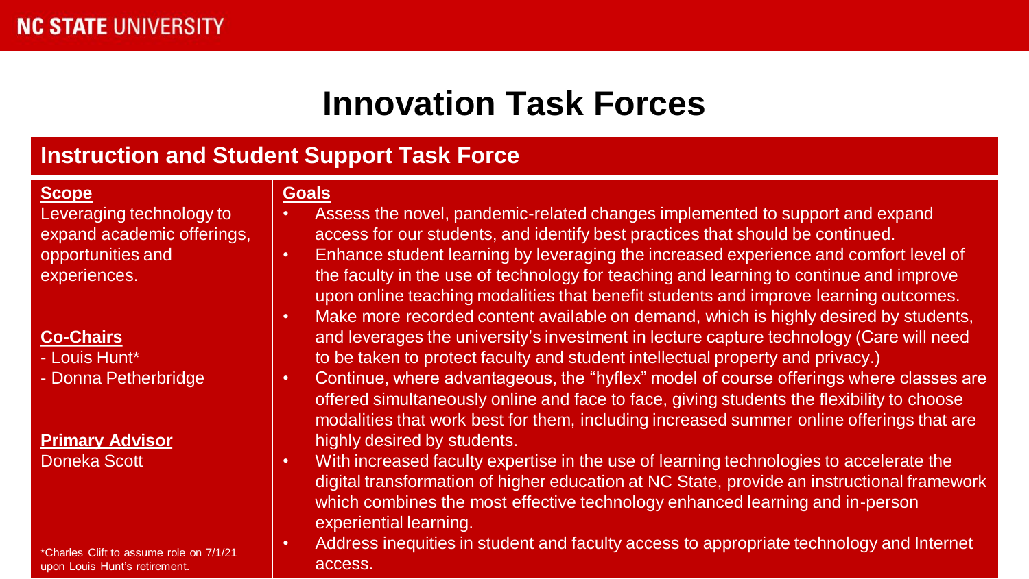# Innovation Task Forces

## Instruction and Student Support Task Force

**Scope**

Leveraging technology to expand academic offerings, opportunities and experiences.

**Co-Chairs**

- Louis Hunt*
- Donna Petherbridge

**Primary Advisor**

Doneka Scott

*Charles Clift to assume role on 7/1/21 upon Louis Hunt's retirement.

**Goals**

- Assess the novel, pandemic-related changes implemented to support and expand access for our students, and identify best practices that should be continued.
- Enhance student learning by leveraging the increased experience and comfort level of the faculty in the use of technology for teaching and learning to continue and improve upon online teaching modalities that benefit students and improve learning outcomes.
- Make more recorded content available on demand, which is highly desired by students, and leverages the university's investment in lecture capture technology (Care will need to be taken to protect faculty and student intellectual property and privacy.)
- Continue, where advantageous, the "hyflex" model of course offerings where classes are offered simultaneously online and face to face, giving students the flexibility to choose modalities that work best for them, including increased summer online offerings that are highly desired by students.
- With increased faculty expertise in the use of learning technologies to accelerate the digital transformation of higher education at NC State, provide an instructional framework which combines the most effective technology enhanced learning and in-person experiential learning.
- Address inequities in student and faculty access to appropriate technology and Internet access.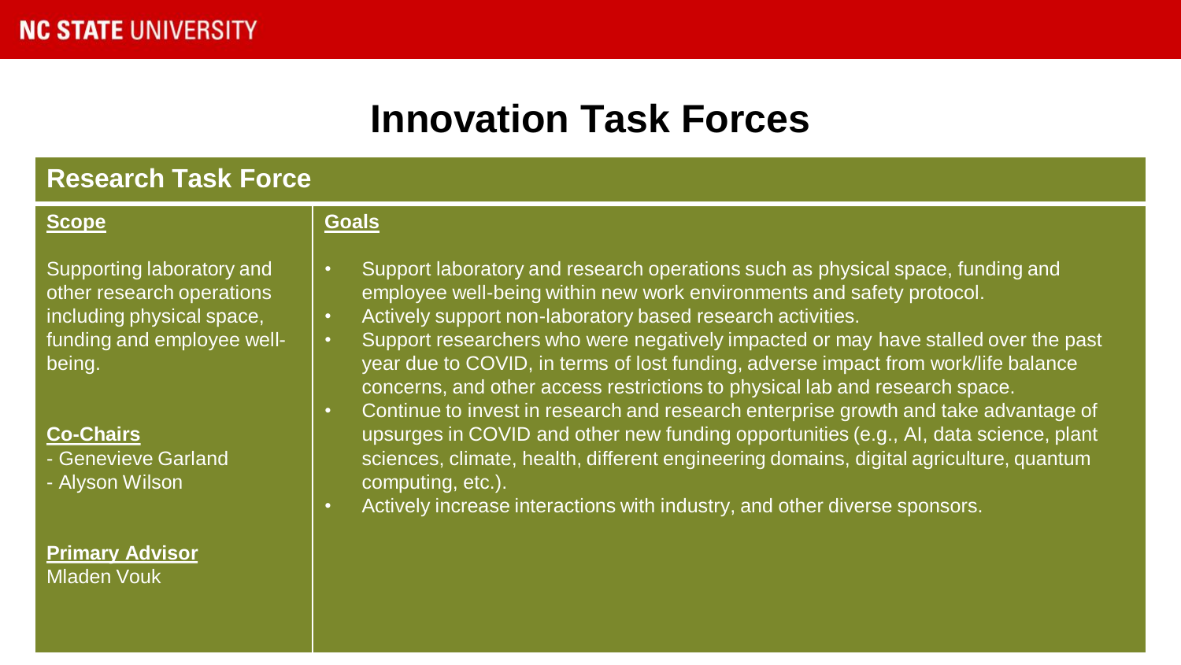# Innovation Task Forces

## Research Task Force

**Scope**

Supporting laboratory and other research operations including physical space, funding and employee well-being.

**Co-Chairs**

- Genevieve Garland
- Alyson Wilson

**Primary Advisor**

Mladen Vouk

**Goals**

- Support laboratory and research operations such as physical space, funding and employee well-being within new work environments and safety protocol.
- Actively support non-laboratory based research activities.
- Support researchers who were negatively impacted or may have stalled over the past year due to COVID, in terms of lost funding, adverse impact from work/life balance concerns, and other access restrictions to physical lab and research space.
- Continue to invest in research and research enterprise growth and take advantage of upsurges in COVID and other new funding opportunities (e.g., AI, data science, plant sciences, climate, health, different engineering domains, digital agriculture, quantum computing, etc.).
- Actively increase interactions with industry, and other diverse sponsors.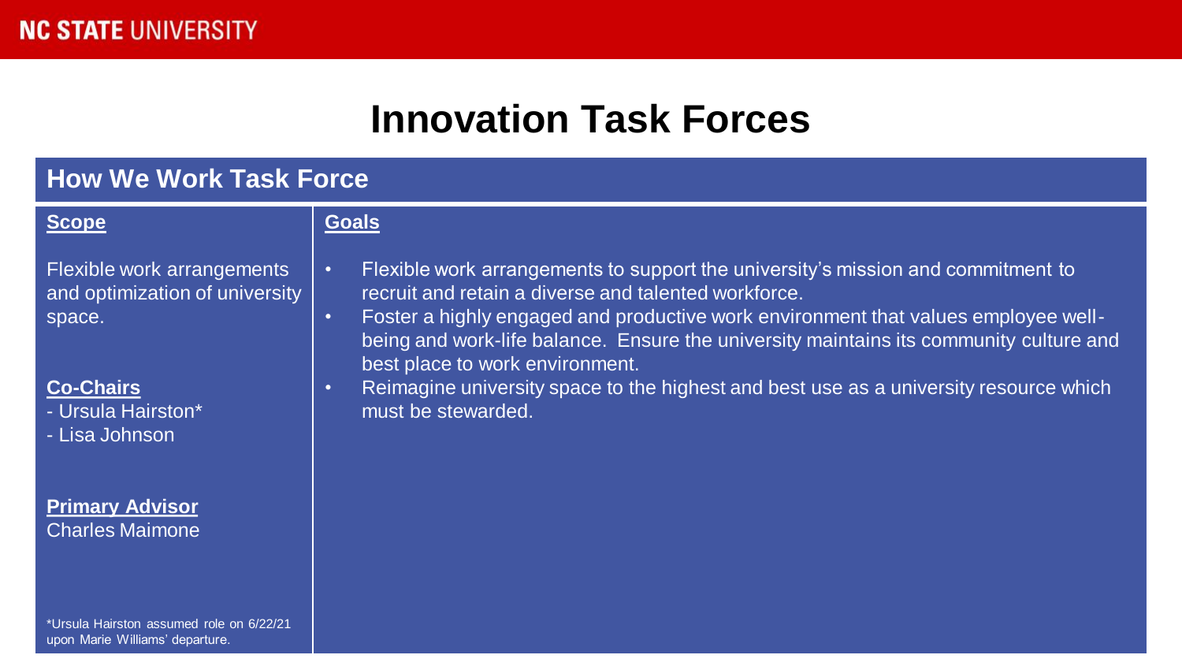# Innovation Task Forces

## How We Work Task Force

**Scope**

Flexible work arrangements and optimization of university space.

**Co-Chairs**

- Ursula Hairston*
- Lisa Johnson

**Primary Advisor**

Charles Maimone

*Ursula Hairston assumed role on 6/22/21 upon Marie Williams' departure.

**Goals**

- Flexible work arrangements to support the university's mission and commitment to recruit and retain a diverse and talented workforce.
- Foster a highly engaged and productive work environment that values employee well-being and work-life balance. Ensure the university maintains its community culture and best place to work environment.
- Reimagine university space to the highest and best use as a university resource which must be stewarded.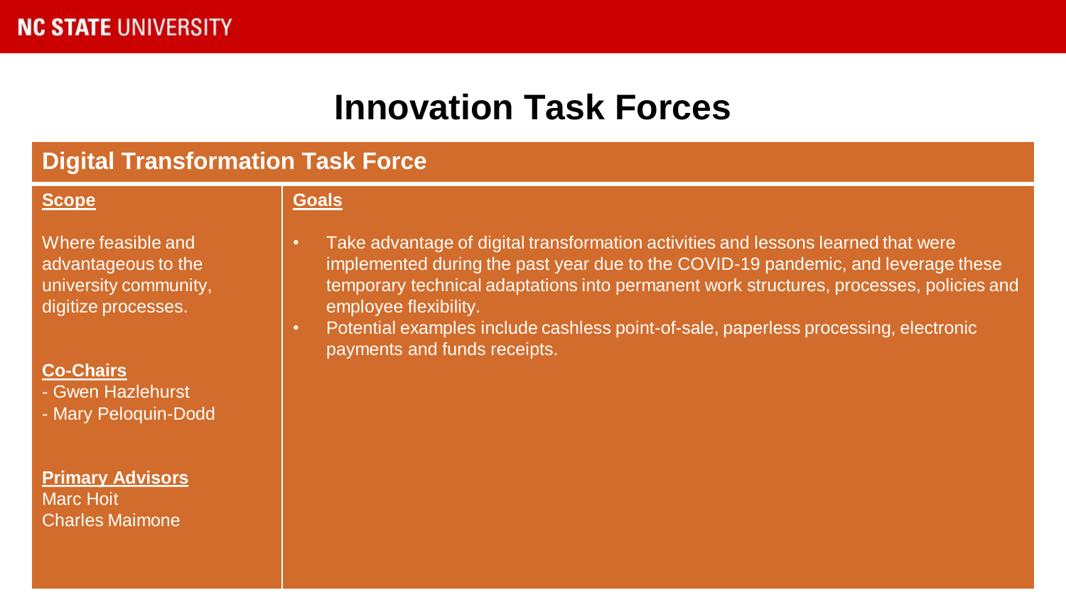# Innovation Task Forces

## Digital Transformation Task Force

**Scope**

Where feasible and advantageous to the university community, digitize processes.

**Co-Chairs**

- Gwen Hazlehurst
- Mary Peloquin-Dodd

**Primary Advisors**

Marc Hoit
Charles Maimone

**Goals**

- Take advantage of digital transformation activities and lessons learned that were implemented during the past year due to the COVID-19 pandemic, and leverage these temporary technical adaptations into permanent work structures, processes, policies and employee flexibility.
- Potential examples include cashless point-of-sale, paperless processing, electronic payments and funds receipts.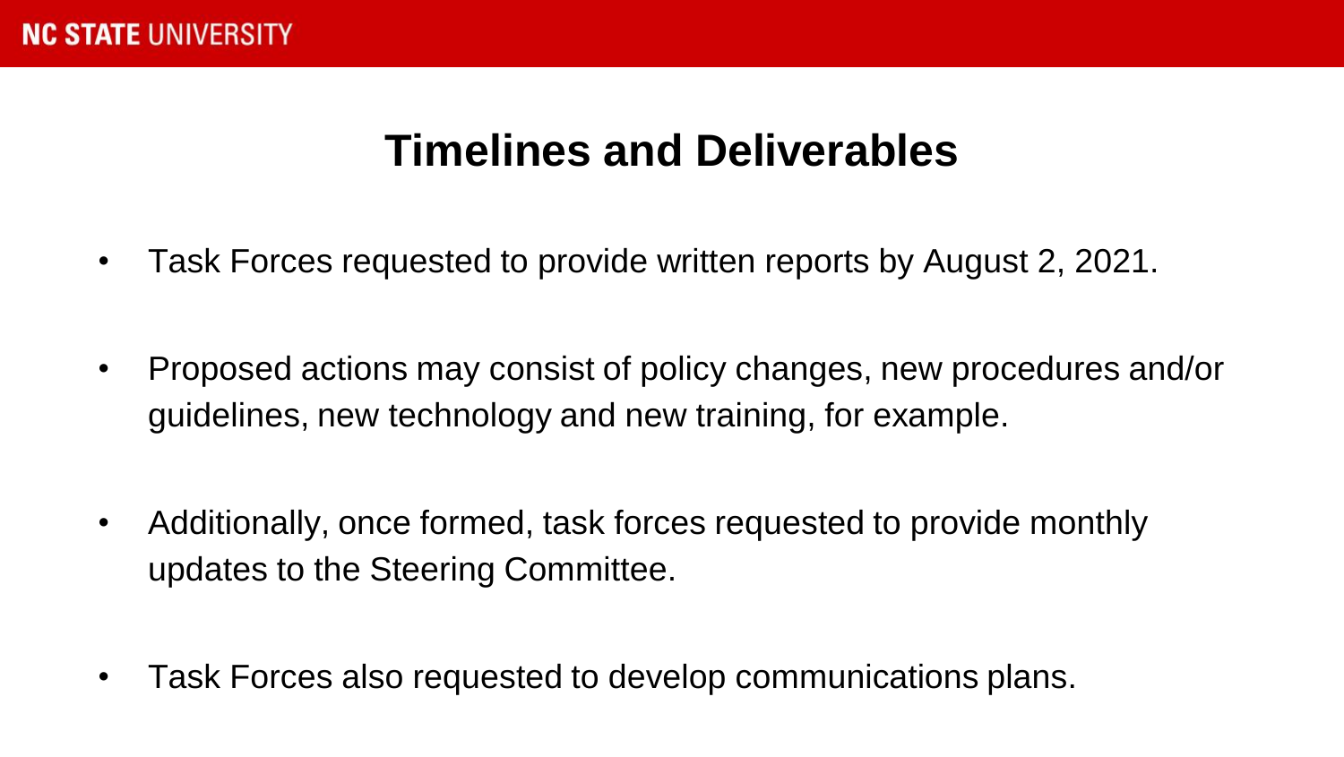# Timelines and Deliverables

- Task Forces requested to provide written reports by August 2, 2021.
- Proposed actions may consist of policy changes, new procedures and/or guidelines, new technology and new training, for example.
- Additionally, once formed, task forces requested to provide monthly updates to the Steering Committee.
- Task Forces also requested to develop communications plans.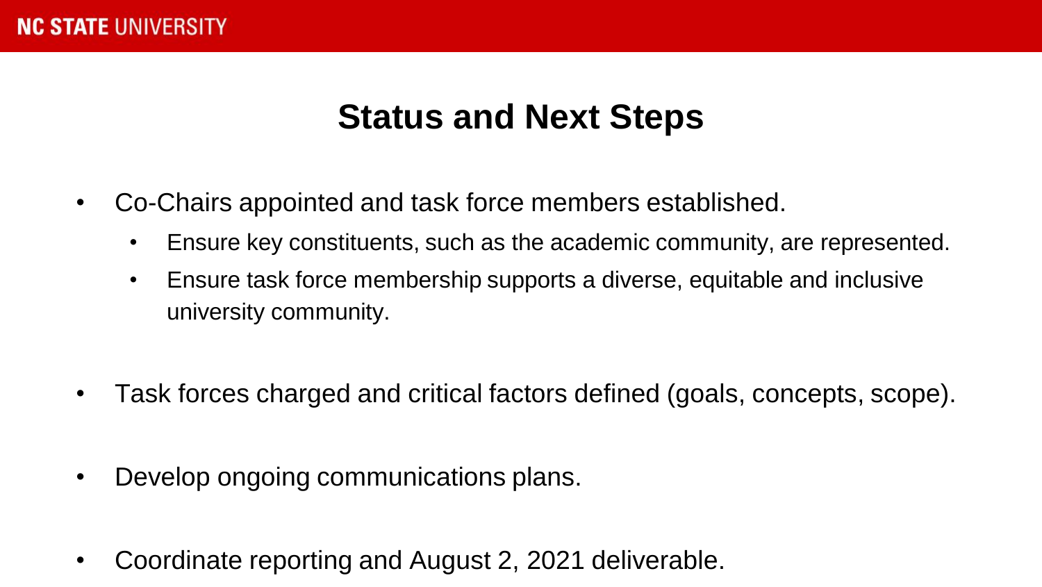# Status and Next Steps

- Co-Chairs appointed and task force members established.
  - Ensure key constituents, such as the academic community, are represented.
  - Ensure task force membership supports a diverse, equitable and inclusive university community.
- Task forces charged and critical factors defined (goals, concepts, scope).
- Develop ongoing communications plans.
- Coordinate reporting and August 2, 2021 deliverable.